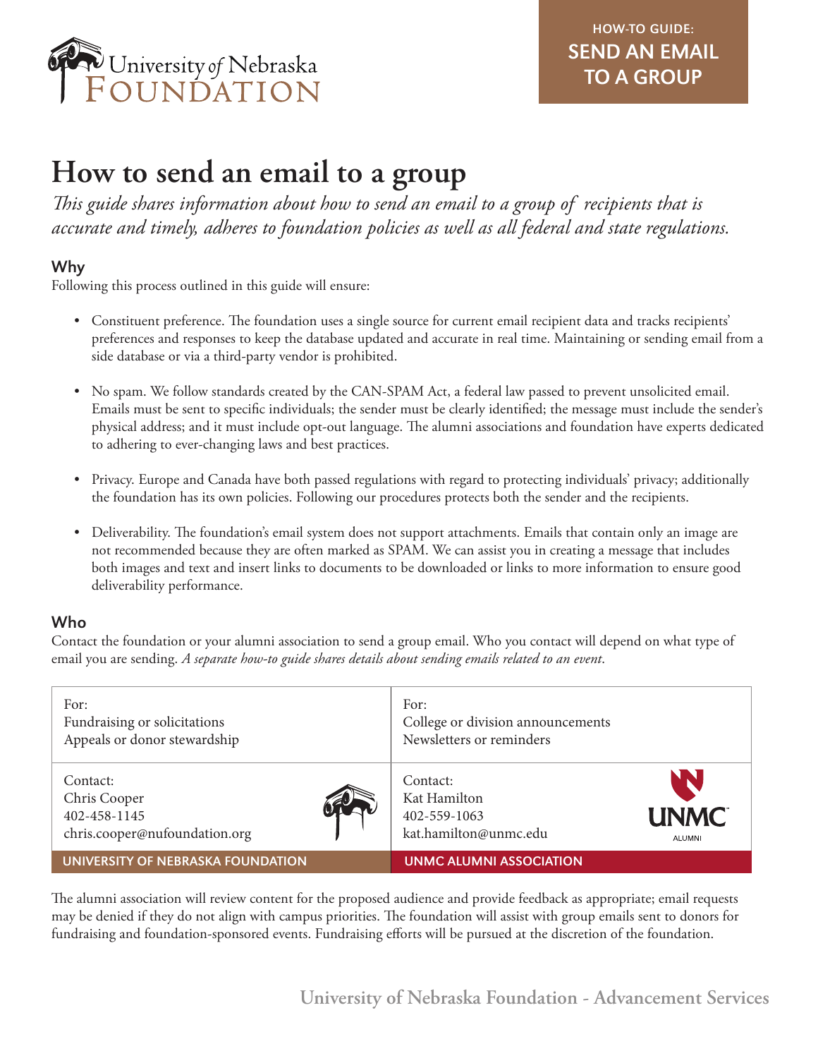**HOW-TO GUIDE: SEND AN EMAIL TO A GROUP**

# How to send an email to a group

*This guide shares information about how to send an email to a group of recipients that is accurate and timely, adheres to foundation policies as well as all federal and state regulations.*

## Why

Following this process outlined in this guide will ensure:

- Constituent preference. The foundation uses a single source for current email recipient data and tracks recipients' preferences and responses to keep the database updated and accurate in real time. Maintaining or sending email from a side database or via a third-party vendor is prohibited.
- No spam. We follow standards created by the CAN-SPAM Act, a federal law passed to prevent unsolicited email. Emails must be sent to specific individuals; the sender must be clearly identified; the message must include the sender's physical address; and it must include opt-out language. The alumni associations and foundation have experts dedicated to adhering to ever-changing laws and best practices.
- Privacy. Europe and Canada have both passed regulations with regard to protecting individuals' privacy; additionally the foundation has its own policies. Following our procedures protects both the sender and the recipients.
- Deliverability. The foundation's email system does not support attachments. Emails that contain only an image are not recommended because they are often marked as SPAM. We can assist you in creating a message that includes both images and text and insert links to documents to be downloaded or links to more information to ensure good deliverability performance.

## Who

Contact the foundation or your alumni association to send a group email. Who you contact will depend on what type of email you are sending. *A separate how-to guide shares details about sending emails related to an event*.

| For: Fundraising or solicitations, Appeals or donor stewardship | For: College or division announcements, Newsletters or reminders |
|---|---|
| Contact: Chris Cooper, 402-458-1145, chris.cooper@nufoundation.org | Contact: Kat Hamilton, 402-559-1063, kat.hamilton@unmc.edu |
| **UNIVERSITY OF NEBRASKA FOUNDATION** | **UNMC ALUMNI ASSOCIATION** |

The alumni association will review content for the proposed audience and provide feedback as appropriate; email requests may be denied if they do not align with campus priorities. The foundation will assist with group emails sent to donors for fundraising and foundation-sponsored events. Fundraising efforts will be pursued at the discretion of the foundation.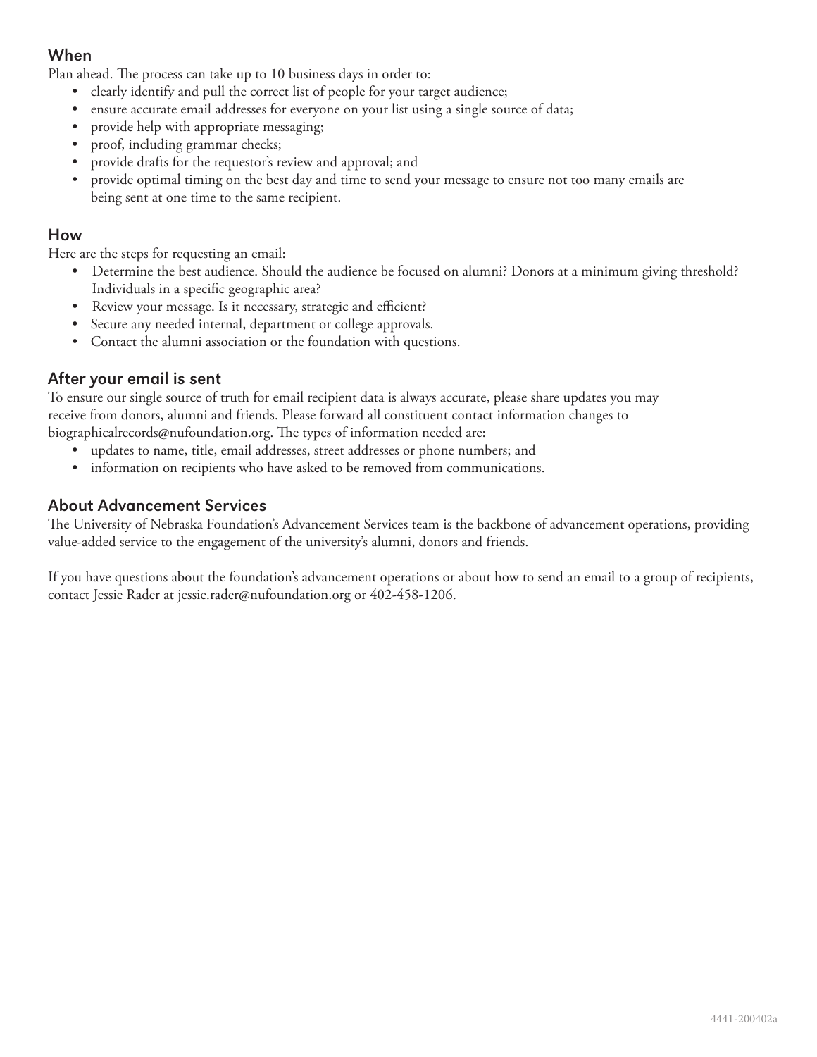## When

Plan ahead. The process can take up to 10 business days in order to:

- clearly identify and pull the correct list of people for your target audience;
- ensure accurate email addresses for everyone on your list using a single source of data;
- provide help with appropriate messaging;
- proof, including grammar checks;
- provide drafts for the requestor's review and approval; and
- provide optimal timing on the best day and time to send your message to ensure not too many emails are being sent at one time to the same recipient.

## How

Here are the steps for requesting an email:

- Determine the best audience. Should the audience be focused on alumni? Donors at a minimum giving threshold? Individuals in a specific geographic area?
- Review your message. Is it necessary, strategic and efficient?
- Secure any needed internal, department or college approvals.
- Contact the alumni association or the foundation with questions.

## After your email is sent

To ensure our single source of truth for email recipient data is always accurate, please share updates you may receive from donors, alumni and friends. Please forward all constituent contact information changes to biographicalrecords@nufoundation.org. The types of information needed are:

- updates to name, title, email addresses, street addresses or phone numbers; and
- information on recipients who have asked to be removed from communications.

## About Advancement Services

The University of Nebraska Foundation's Advancement Services team is the backbone of advancement operations, providing value-added service to the engagement of the university's alumni, donors and friends.

If you have questions about the foundation's advancement operations or about how to send an email to a group of recipients, contact Jessie Rader at jessie.rader@nufoundation.org or 402-458-1206.

4441-200402a